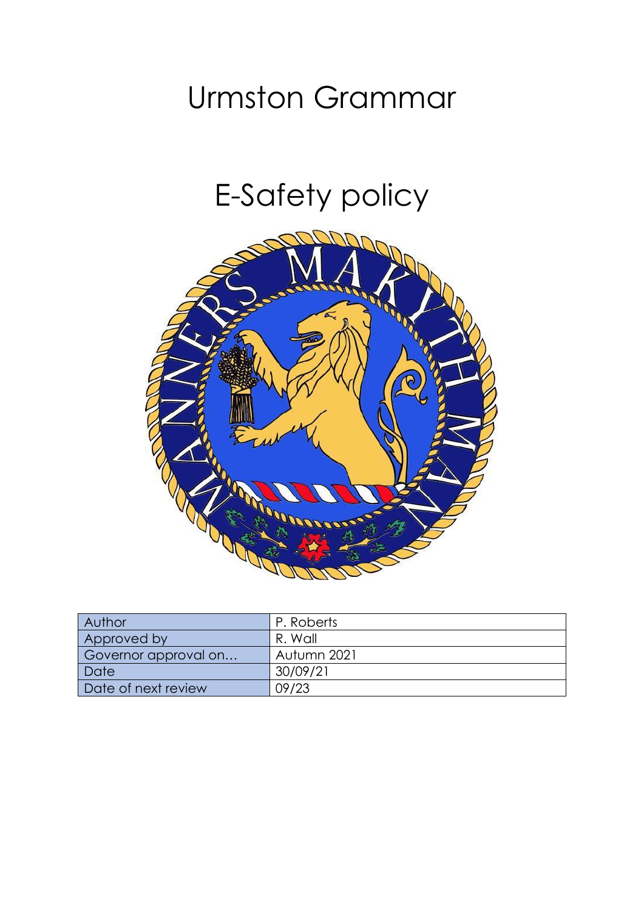# Urmston Grammar

# E-Safety policy

| Author | P. Roberts |
|---|---|
| Approved by | R. Wall |
| Governor approval on… | Autumn 2021 |
| Date | 30/09/21 |
| Date of next review | 09/23 |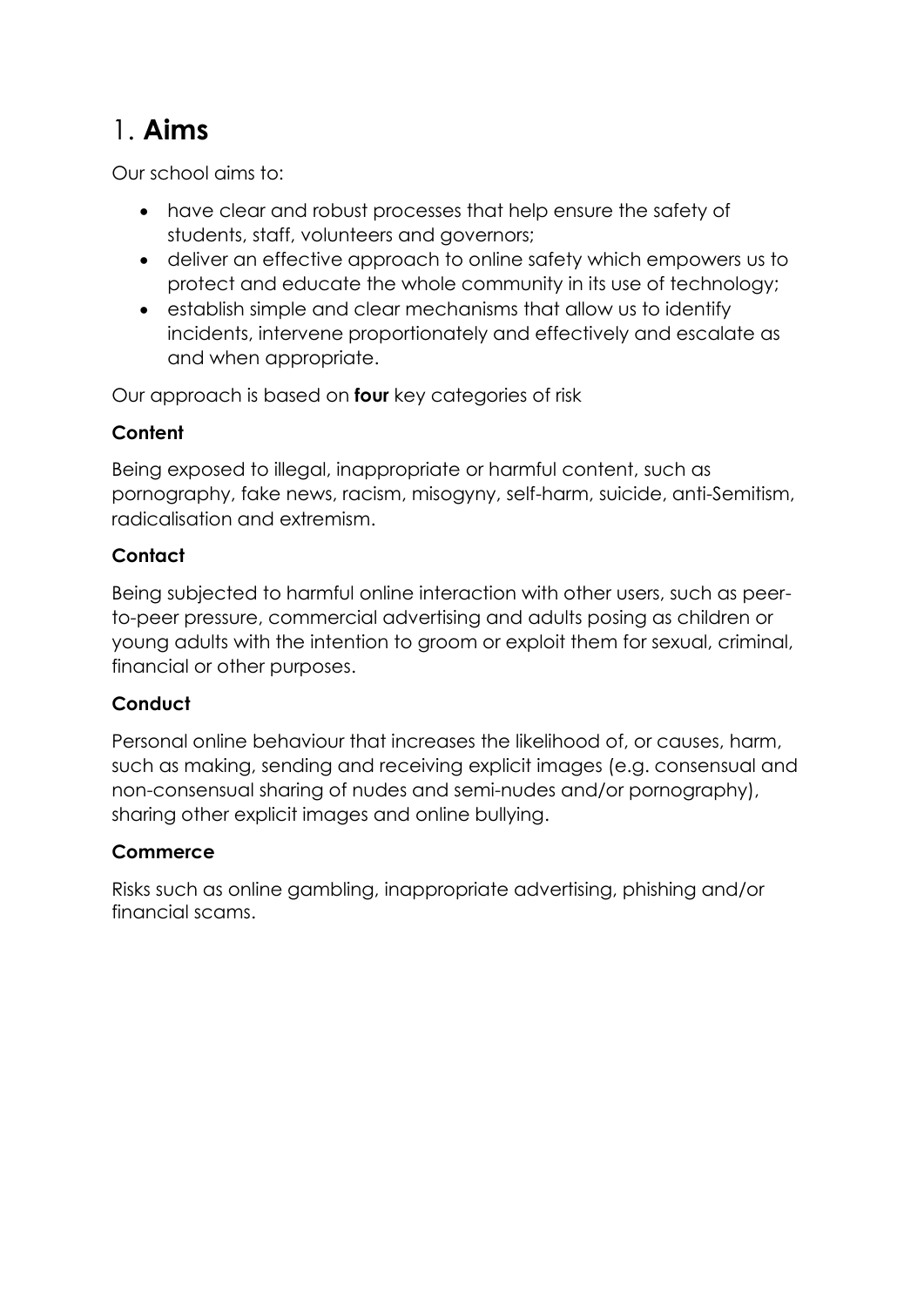# 1. **Aims**

Our school aims to:

- have clear and robust processes that help ensure the safety of students, staff, volunteers and governors;
- deliver an effective approach to online safety which empowers us to protect and educate the whole community in its use of technology;
- establish simple and clear mechanisms that allow us to identify incidents, intervene proportionately and effectively and escalate as and when appropriate.

Our approach is based on **four** key categories of risk

**Content**

Being exposed to illegal, inappropriate or harmful content, such as pornography, fake news, racism, misogyny, self-harm, suicide, anti-Semitism, radicalisation and extremism.

**Contact**

Being subjected to harmful online interaction with other users, such as peer-to-peer pressure, commercial advertising and adults posing as children or young adults with the intention to groom or exploit them for sexual, criminal, financial or other purposes.

**Conduct**

Personal online behaviour that increases the likelihood of, or causes, harm, such as making, sending and receiving explicit images (e.g. consensual and non-consensual sharing of nudes and semi-nudes and/or pornography), sharing other explicit images and online bullying.

**Commerce**

Risks such as online gambling, inappropriate advertising, phishing and/or financial scams.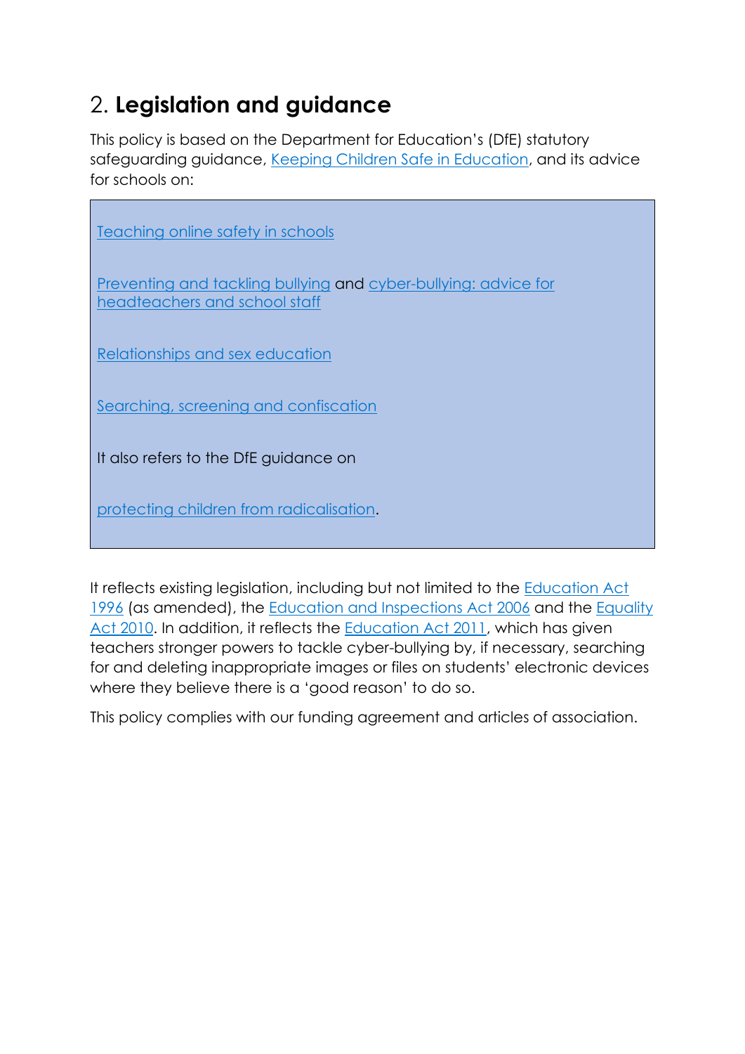## 2. **Legislation and guidance**

This policy is based on the Department for Education's (DfE) statutory safeguarding guidance, Keeping Children Safe in Education, and its advice for schools on:

Teaching online safety in schools

Preventing and tackling bullying and cyber-bullying: advice for headteachers and school staff

Relationships and sex education

Searching, screening and confiscation

It also refers to the DfE guidance on

protecting children from radicalisation.

It reflects existing legislation, including but not limited to the Education Act 1996 (as amended), the Education and Inspections Act 2006 and the Equality Act 2010. In addition, it reflects the Education Act 2011, which has given teachers stronger powers to tackle cyber-bullying by, if necessary, searching for and deleting inappropriate images or files on students' electronic devices where they believe there is a 'good reason' to do so.

This policy complies with our funding agreement and articles of association.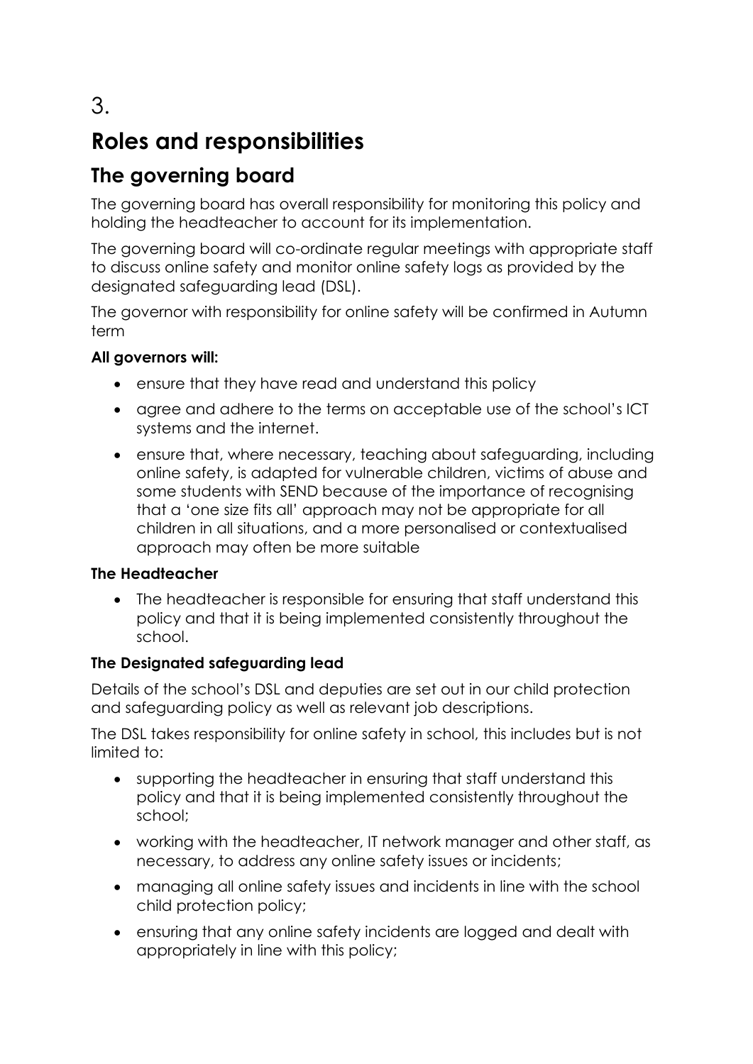# 3. Roles and responsibilities

## The governing board

The governing board has overall responsibility for monitoring this policy and holding the headteacher to account for its implementation.

The governing board will co-ordinate regular meetings with appropriate staff to discuss online safety and monitor online safety logs as provided by the designated safeguarding lead (DSL).

The governor with responsibility for online safety will be confirmed in Autumn term

**All governors will:**

- ensure that they have read and understand this policy
- agree and adhere to the terms on acceptable use of the school's ICT systems and the internet.
- ensure that, where necessary, teaching about safeguarding, including online safety, is adapted for vulnerable children, victims of abuse and some students with SEND because of the importance of recognising that a 'one size fits all' approach may not be appropriate for all children in all situations, and a more personalised or contextualised approach may often be more suitable

**The Headteacher**

- The headteacher is responsible for ensuring that staff understand this policy and that it is being implemented consistently throughout the school.

**The Designated safeguarding lead**

Details of the school's DSL and deputies are set out in our child protection and safeguarding policy as well as relevant job descriptions.

The DSL takes responsibility for online safety in school, this includes but is not limited to:

- supporting the headteacher in ensuring that staff understand this policy and that it is being implemented consistently throughout the school;
- working with the headteacher, IT network manager and other staff, as necessary, to address any online safety issues or incidents;
- managing all online safety issues and incidents in line with the school child protection policy;
- ensuring that any online safety incidents are logged and dealt with appropriately in line with this policy;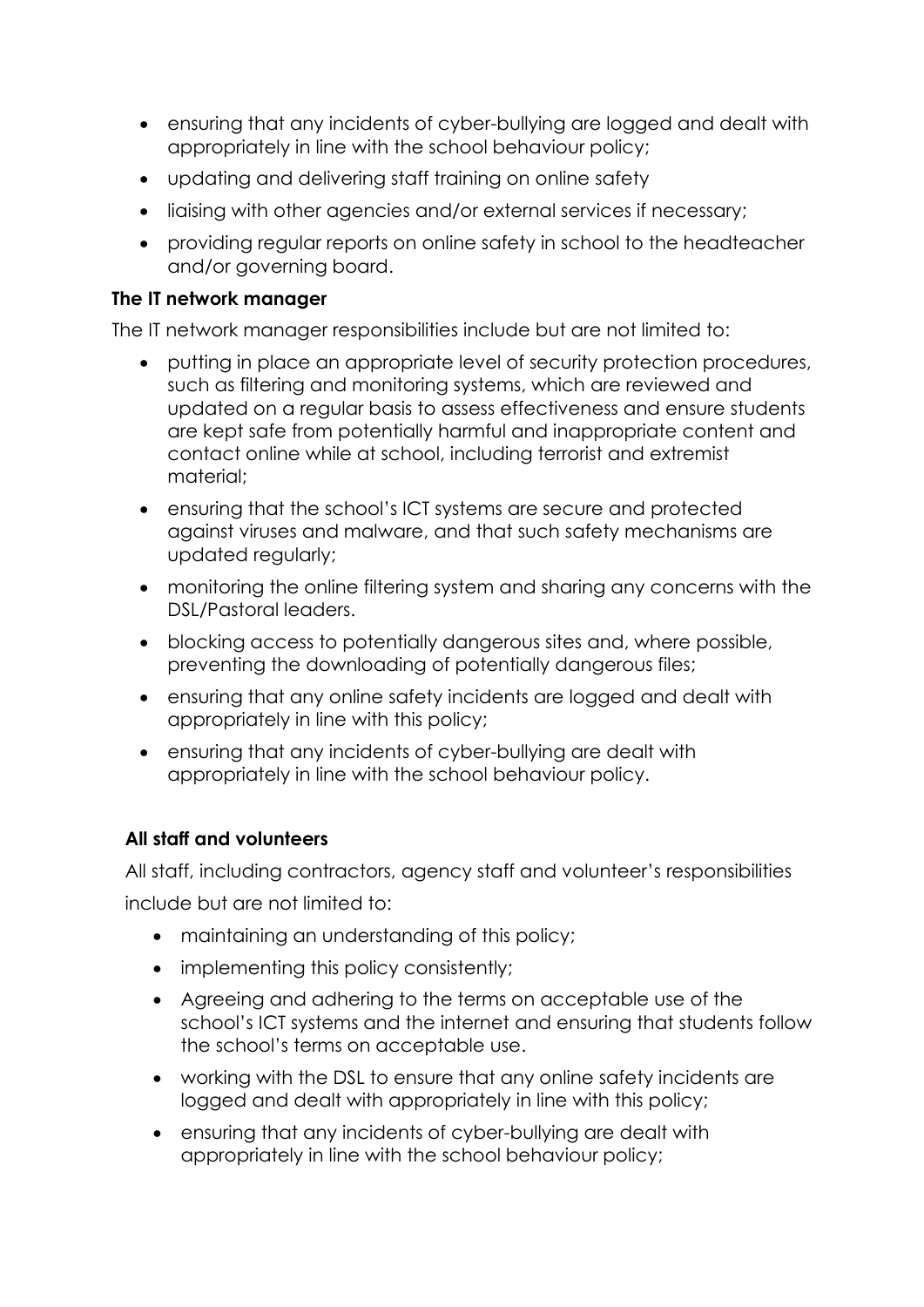- ensuring that any incidents of cyber-bullying are logged and dealt with appropriately in line with the school behaviour policy;
- updating and delivering staff training on online safety
- liaising with other agencies and/or external services if necessary;
- providing regular reports on online safety in school to the headteacher and/or governing board.

**The IT network manager**

The IT network manager responsibilities include but are not limited to:

- putting in place an appropriate level of security protection procedures, such as filtering and monitoring systems, which are reviewed and updated on a regular basis to assess effectiveness and ensure students are kept safe from potentially harmful and inappropriate content and contact online while at school, including terrorist and extremist material;
- ensuring that the school's ICT systems are secure and protected against viruses and malware, and that such safety mechanisms are updated regularly;
- monitoring the online filtering system and sharing any concerns with the DSL/Pastoral leaders.
- blocking access to potentially dangerous sites and, where possible, preventing the downloading of potentially dangerous files;
- ensuring that any online safety incidents are logged and dealt with appropriately in line with this policy;
- ensuring that any incidents of cyber-bullying are dealt with appropriately in line with the school behaviour policy.

**All staff and volunteers**

All staff, including contractors, agency staff and volunteer's responsibilities include but are not limited to:

- maintaining an understanding of this policy;
- implementing this policy consistently;
- Agreeing and adhering to the terms on acceptable use of the school's ICT systems and the internet and ensuring that students follow the school's terms on acceptable use.
- working with the DSL to ensure that any online safety incidents are logged and dealt with appropriately in line with this policy;
- ensuring that any incidents of cyber-bullying are dealt with appropriately in line with the school behaviour policy;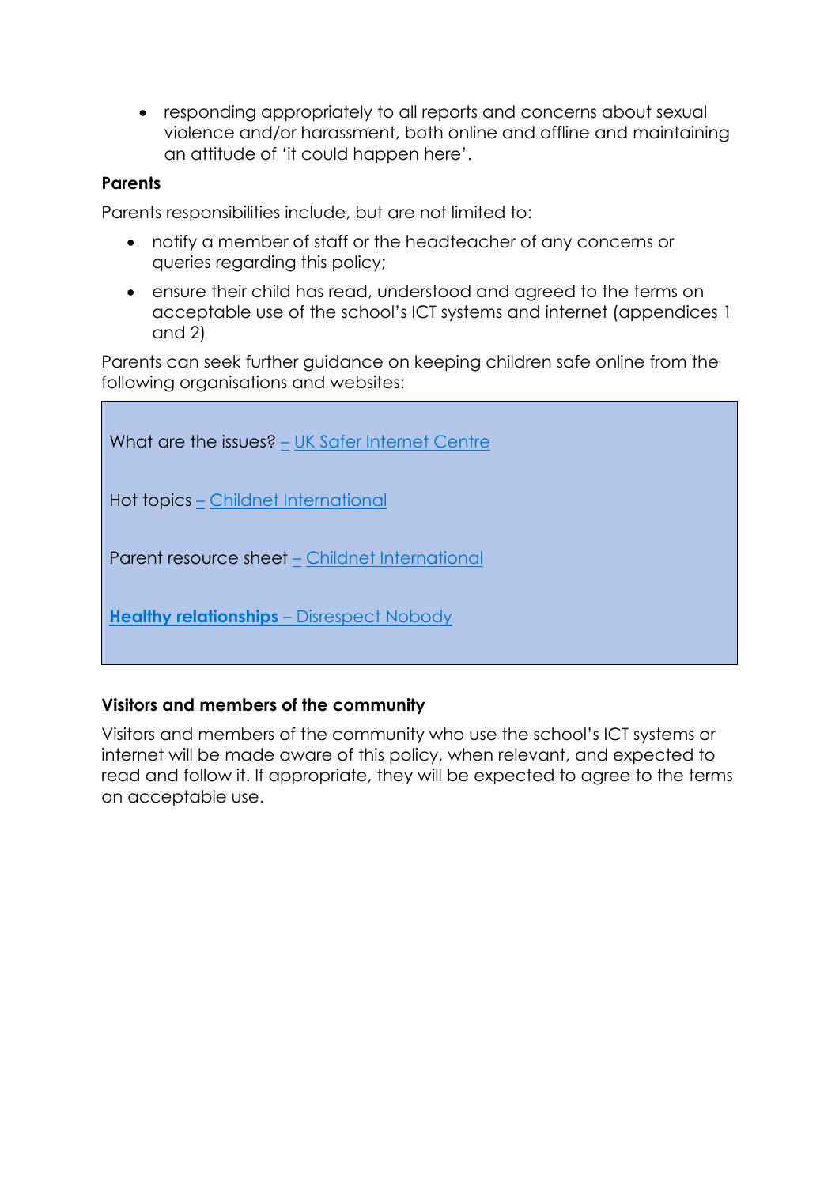- responding appropriately to all reports and concerns about sexual violence and/or harassment, both online and offline and maintaining an attitude of 'it could happen here'.

**Parents**

Parents responsibilities include, but are not limited to:

- notify a member of staff or the headteacher of any concerns or queries regarding this policy;
- ensure their child has read, understood and agreed to the terms on acceptable use of the school's ICT systems and internet (appendices 1 and 2)

Parents can seek further guidance on keeping children safe online from the following organisations and websites:

What are the issues? – UK Safer Internet Centre

Hot topics – Childnet International

Parent resource sheet – Childnet International

**Healthy relationships** – Disrespect Nobody

**Visitors and members of the community**

Visitors and members of the community who use the school's ICT systems or internet will be made aware of this policy, when relevant, and expected to read and follow it. If appropriate, they will be expected to agree to the terms on acceptable use.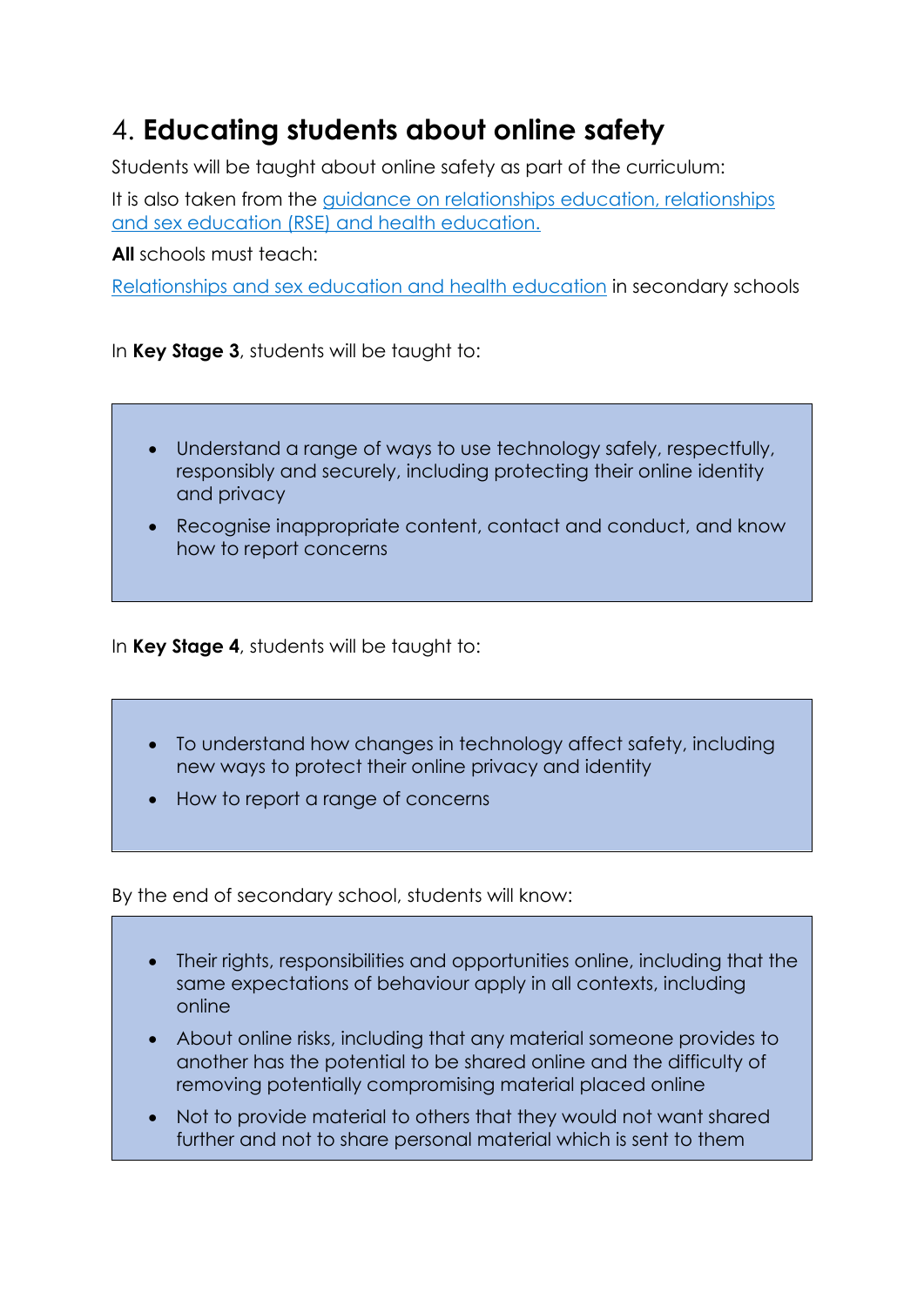## 4. **Educating students about online safety**

Students will be taught about online safety as part of the curriculum:

It is also taken from the guidance on relationships education, relationships and sex education (RSE) and health education.

**All** schools must teach:

Relationships and sex education and health education in secondary schools

In **Key Stage 3**, students will be taught to:

- Understand a range of ways to use technology safely, respectfully, responsibly and securely, including protecting their online identity and privacy
- Recognise inappropriate content, contact and conduct, and know how to report concerns

In **Key Stage 4**, students will be taught to:

- To understand how changes in technology affect safety, including new ways to protect their online privacy and identity
- How to report a range of concerns

By the end of secondary school, students will know:

- Their rights, responsibilities and opportunities online, including that the same expectations of behaviour apply in all contexts, including online
- About online risks, including that any material someone provides to another has the potential to be shared online and the difficulty of removing potentially compromising material placed online
- Not to provide material to others that they would not want shared further and not to share personal material which is sent to them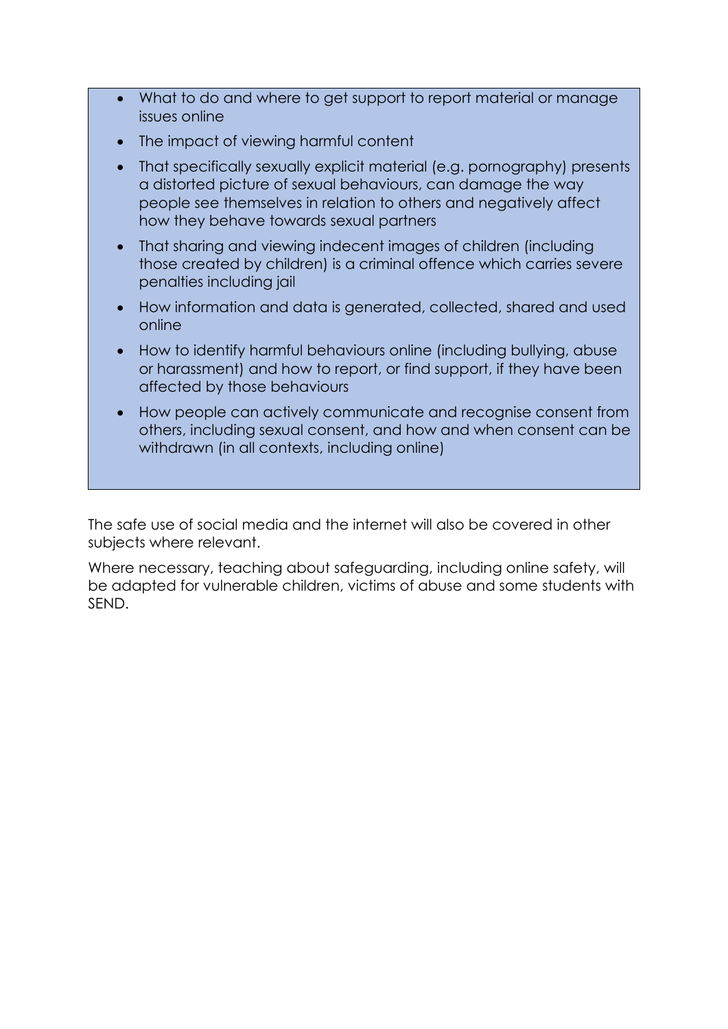- What to do and where to get support to report material or manage issues online
- The impact of viewing harmful content
- That specifically sexually explicit material (e.g. pornography) presents a distorted picture of sexual behaviours, can damage the way people see themselves in relation to others and negatively affect how they behave towards sexual partners
- That sharing and viewing indecent images of children (including those created by children) is a criminal offence which carries severe penalties including jail
- How information and data is generated, collected, shared and used online
- How to identify harmful behaviours online (including bullying, abuse or harassment) and how to report, or find support, if they have been affected by those behaviours
- How people can actively communicate and recognise consent from others, including sexual consent, and how and when consent can be withdrawn (in all contexts, including online)

The safe use of social media and the internet will also be covered in other subjects where relevant.

Where necessary, teaching about safeguarding, including online safety, will be adapted for vulnerable children, victims of abuse and some students with SEND.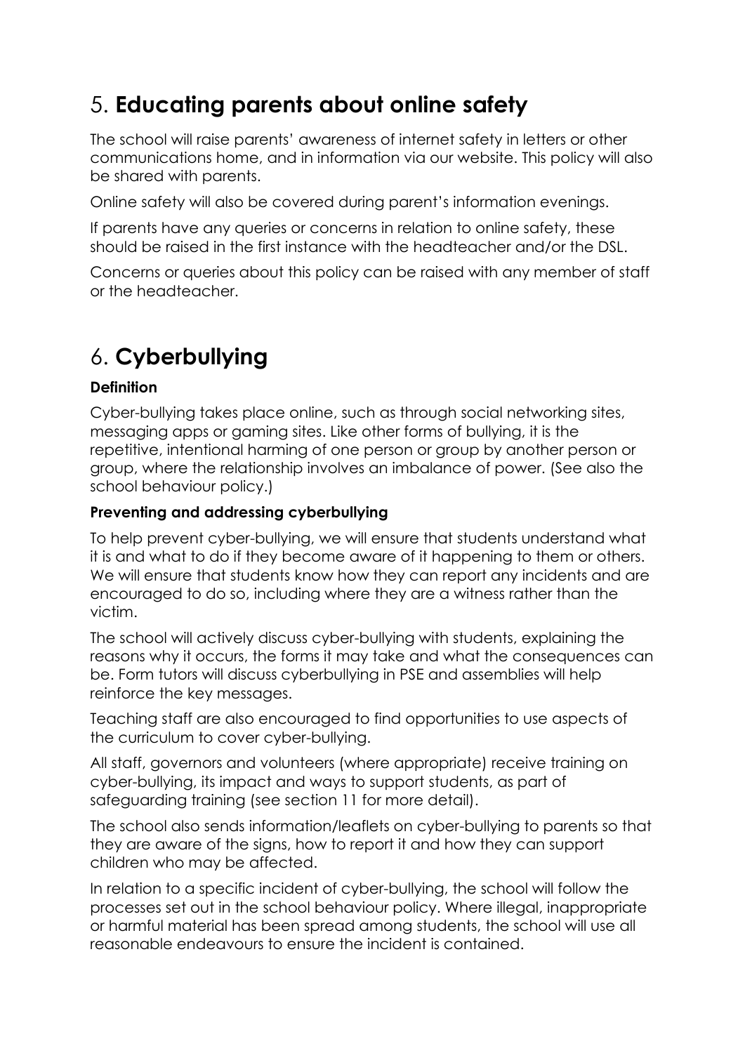## 5. **Educating parents about online safety**

The school will raise parents' awareness of internet safety in letters or other communications home, and in information via our website. This policy will also be shared with parents.

Online safety will also be covered during parent's information evenings.

If parents have any queries or concerns in relation to online safety, these should be raised in the first instance with the headteacher and/or the DSL.

Concerns or queries about this policy can be raised with any member of staff or the headteacher.

## 6. **Cyberbullying**

### **Definition**

Cyber-bullying takes place online, such as through social networking sites, messaging apps or gaming sites. Like other forms of bullying, it is the repetitive, intentional harming of one person or group by another person or group, where the relationship involves an imbalance of power. (See also the school behaviour policy.)

### **Preventing and addressing cyberbullying**

To help prevent cyber-bullying, we will ensure that students understand what it is and what to do if they become aware of it happening to them or others. We will ensure that students know how they can report any incidents and are encouraged to do so, including where they are a witness rather than the victim.

The school will actively discuss cyber-bullying with students, explaining the reasons why it occurs, the forms it may take and what the consequences can be. Form tutors will discuss cyberbullying in PSE and assemblies will help reinforce the key messages.

Teaching staff are also encouraged to find opportunities to use aspects of the curriculum to cover cyber-bullying.

All staff, governors and volunteers (where appropriate) receive training on cyber-bullying, its impact and ways to support students, as part of safeguarding training (see section 11 for more detail).

The school also sends information/leaflets on cyber-bullying to parents so that they are aware of the signs, how to report it and how they can support children who may be affected.

In relation to a specific incident of cyber-bullying, the school will follow the processes set out in the school behaviour policy. Where illegal, inappropriate or harmful material has been spread among students, the school will use all reasonable endeavours to ensure the incident is contained.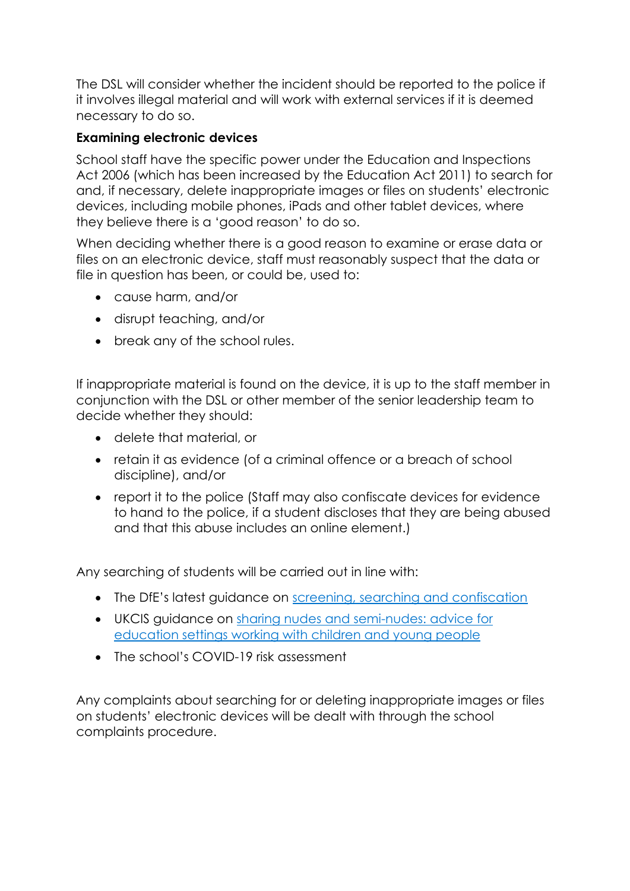The DSL will consider whether the incident should be reported to the police if it involves illegal material and will work with external services if it is deemed necessary to do so.

**Examining electronic devices**

School staff have the specific power under the Education and Inspections Act 2006 (which has been increased by the Education Act 2011) to search for and, if necessary, delete inappropriate images or files on students' electronic devices, including mobile phones, iPads and other tablet devices, where they believe there is a 'good reason' to do so.

When deciding whether there is a good reason to examine or erase data or files on an electronic device, staff must reasonably suspect that the data or file in question has been, or could be, used to:

- cause harm, and/or
- disrupt teaching, and/or
- break any of the school rules.

If inappropriate material is found on the device, it is up to the staff member in conjunction with the DSL or other member of the senior leadership team to decide whether they should:

- delete that material, or
- retain it as evidence (of a criminal offence or a breach of school discipline), and/or
- report it to the police (Staff may also confiscate devices for evidence to hand to the police, if a student discloses that they are being abused and that this abuse includes an online element.)

Any searching of students will be carried out in line with:

- The DfE's latest guidance on screening, searching and confiscation
- UKCIS guidance on sharing nudes and semi-nudes: advice for education settings working with children and young people
- The school's COVID-19 risk assessment

Any complaints about searching for or deleting inappropriate images or files on students' electronic devices will be dealt with through the school complaints procedure.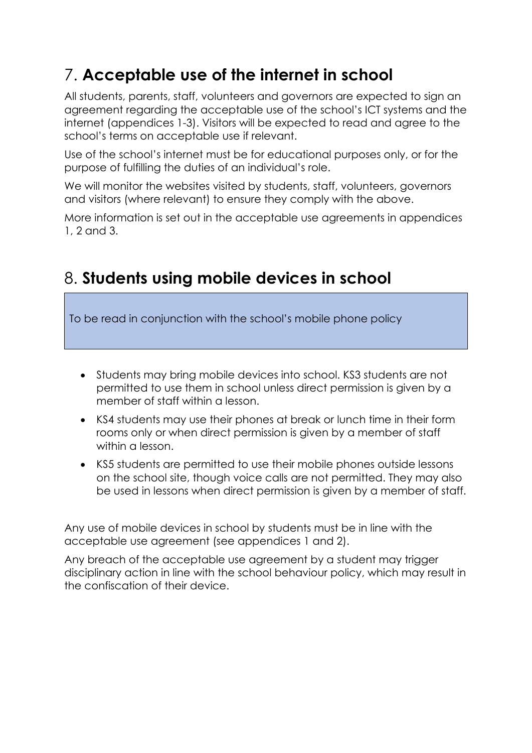## 7. **Acceptable use of the internet in school**

All students, parents, staff, volunteers and governors are expected to sign an agreement regarding the acceptable use of the school's ICT systems and the internet (appendices 1-3). Visitors will be expected to read and agree to the school's terms on acceptable use if relevant.

Use of the school's internet must be for educational purposes only, or for the purpose of fulfilling the duties of an individual's role.

We will monitor the websites visited by students, staff, volunteers, governors and visitors (where relevant) to ensure they comply with the above.

More information is set out in the acceptable use agreements in appendices 1, 2 and 3.

## 8. **Students using mobile devices in school**

To be read in conjunction with the school's mobile phone policy

- Students may bring mobile devices into school. KS3 students are not permitted to use them in school unless direct permission is given by a member of staff within a lesson.
- KS4 students may use their phones at break or lunch time in their form rooms only or when direct permission is given by a member of staff within a lesson.
- KS5 students are permitted to use their mobile phones outside lessons on the school site, though voice calls are not permitted. They may also be used in lessons when direct permission is given by a member of staff.

Any use of mobile devices in school by students must be in line with the acceptable use agreement (see appendices 1 and 2).

Any breach of the acceptable use agreement by a student may trigger disciplinary action in line with the school behaviour policy, which may result in the confiscation of their device.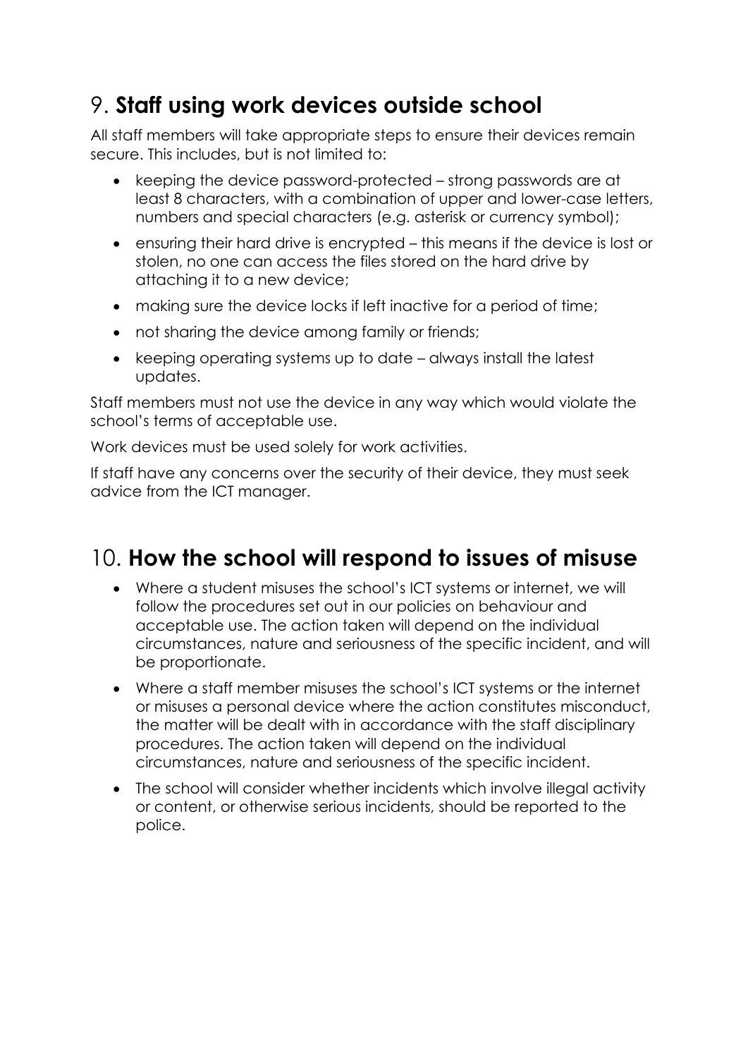## 9. **Staff using work devices outside school**

All staff members will take appropriate steps to ensure their devices remain secure. This includes, but is not limited to:

- keeping the device password-protected – strong passwords are at least 8 characters, with a combination of upper and lower-case letters, numbers and special characters (e.g. asterisk or currency symbol);
- ensuring their hard drive is encrypted – this means if the device is lost or stolen, no one can access the files stored on the hard drive by attaching it to a new device;
- making sure the device locks if left inactive for a period of time;
- not sharing the device among family or friends;
- keeping operating systems up to date – always install the latest updates.

Staff members must not use the device in any way which would violate the school's terms of acceptable use.

Work devices must be used solely for work activities.

If staff have any concerns over the security of their device, they must seek advice from the ICT manager.

## 10. **How the school will respond to issues of misuse**

- Where a student misuses the school's ICT systems or internet, we will follow the procedures set out in our policies on behaviour and acceptable use. The action taken will depend on the individual circumstances, nature and seriousness of the specific incident, and will be proportionate.
- Where a staff member misuses the school's ICT systems or the internet or misuses a personal device where the action constitutes misconduct, the matter will be dealt with in accordance with the staff disciplinary procedures. The action taken will depend on the individual circumstances, nature and seriousness of the specific incident.
- The school will consider whether incidents which involve illegal activity or content, or otherwise serious incidents, should be reported to the police.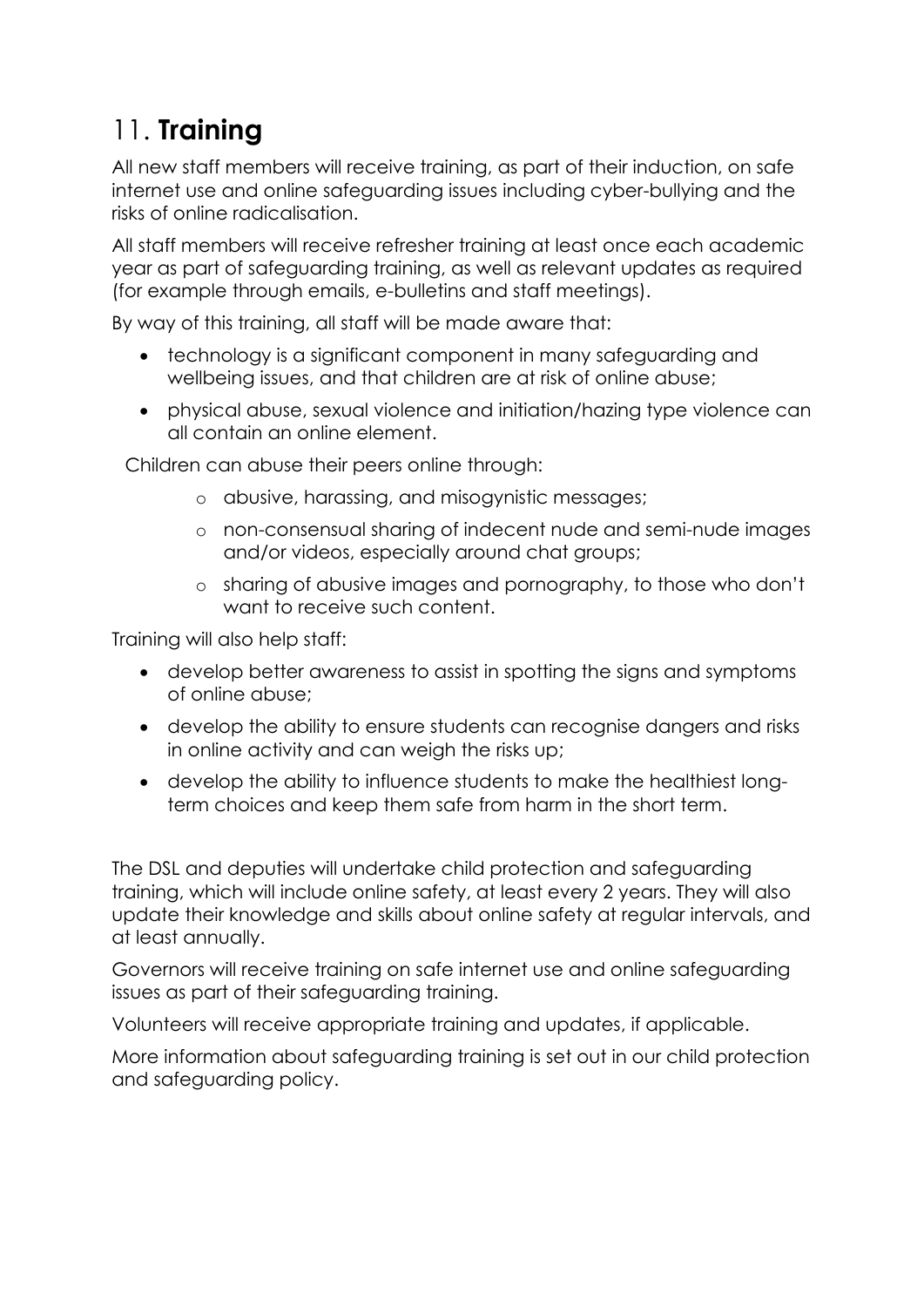# 11. **Training**

All new staff members will receive training, as part of their induction, on safe internet use and online safeguarding issues including cyber-bullying and the risks of online radicalisation.

All staff members will receive refresher training at least once each academic year as part of safeguarding training, as well as relevant updates as required (for example through emails, e-bulletins and staff meetings).

By way of this training, all staff will be made aware that:

- technology is a significant component in many safeguarding and wellbeing issues, and that children are at risk of online abuse;
- physical abuse, sexual violence and initiation/hazing type violence can all contain an online element.

Children can abuse their peers online through:

  - abusive, harassing, and misogynistic messages;
  - non-consensual sharing of indecent nude and semi-nude images and/or videos, especially around chat groups;
  - sharing of abusive images and pornography, to those who don't want to receive such content.

Training will also help staff:

- develop better awareness to assist in spotting the signs and symptoms of online abuse;
- develop the ability to ensure students can recognise dangers and risks in online activity and can weigh the risks up;
- develop the ability to influence students to make the healthiest long-term choices and keep them safe from harm in the short term.

The DSL and deputies will undertake child protection and safeguarding training, which will include online safety, at least every 2 years. They will also update their knowledge and skills about online safety at regular intervals, and at least annually.

Governors will receive training on safe internet use and online safeguarding issues as part of their safeguarding training.

Volunteers will receive appropriate training and updates, if applicable.

More information about safeguarding training is set out in our child protection and safeguarding policy.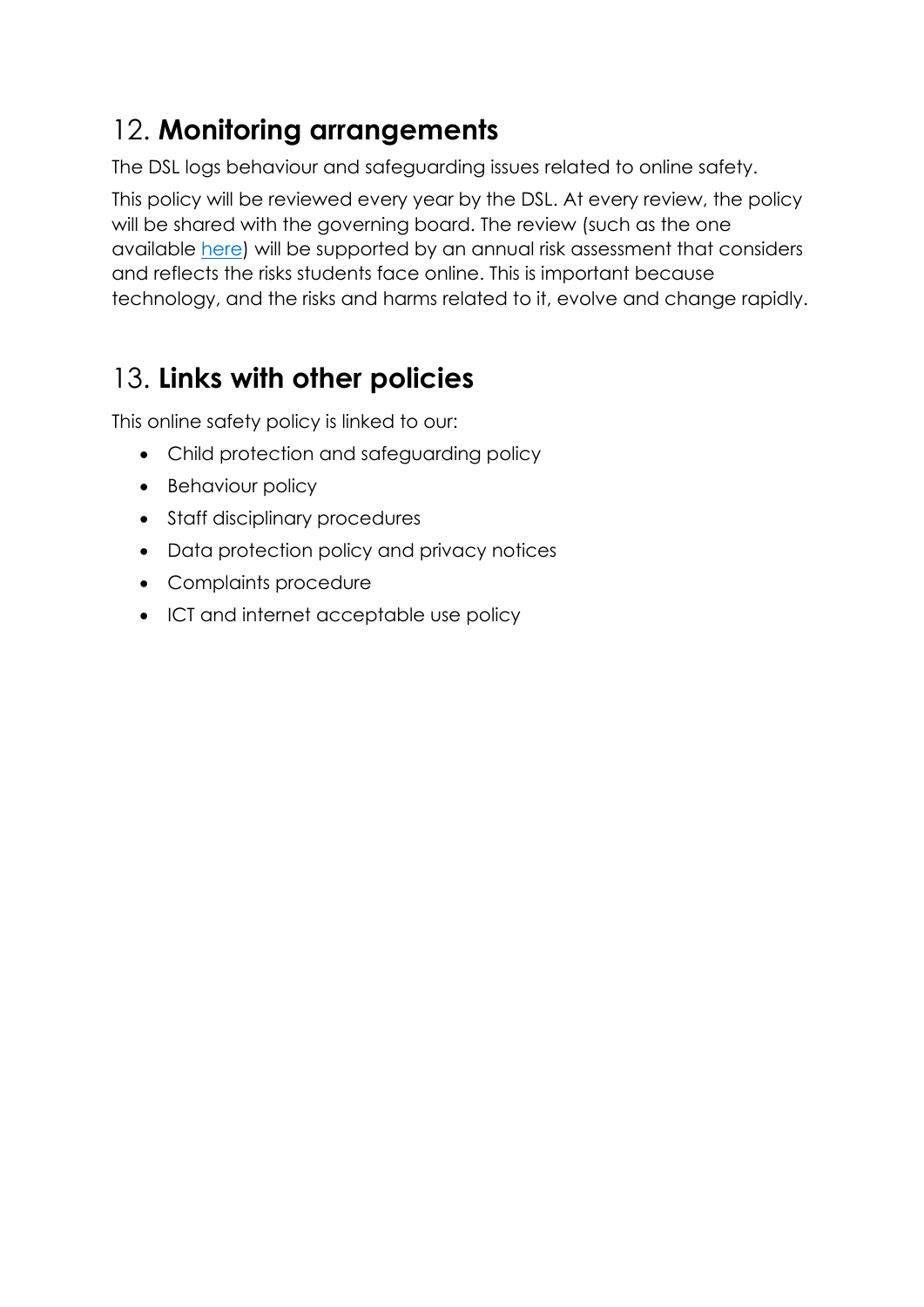## 12. **Monitoring arrangements**

The DSL logs behaviour and safeguarding issues related to online safety.

This policy will be reviewed every year by the DSL. At every review, the policy will be shared with the governing board. The review (such as the one available here) will be supported by an annual risk assessment that considers and reflects the risks students face online. This is important because technology, and the risks and harms related to it, evolve and change rapidly.

## 13. **Links with other policies**

This online safety policy is linked to our:

- Child protection and safeguarding policy
- Behaviour policy
- Staff disciplinary procedures
- Data protection policy and privacy notices
- Complaints procedure
- ICT and internet acceptable use policy